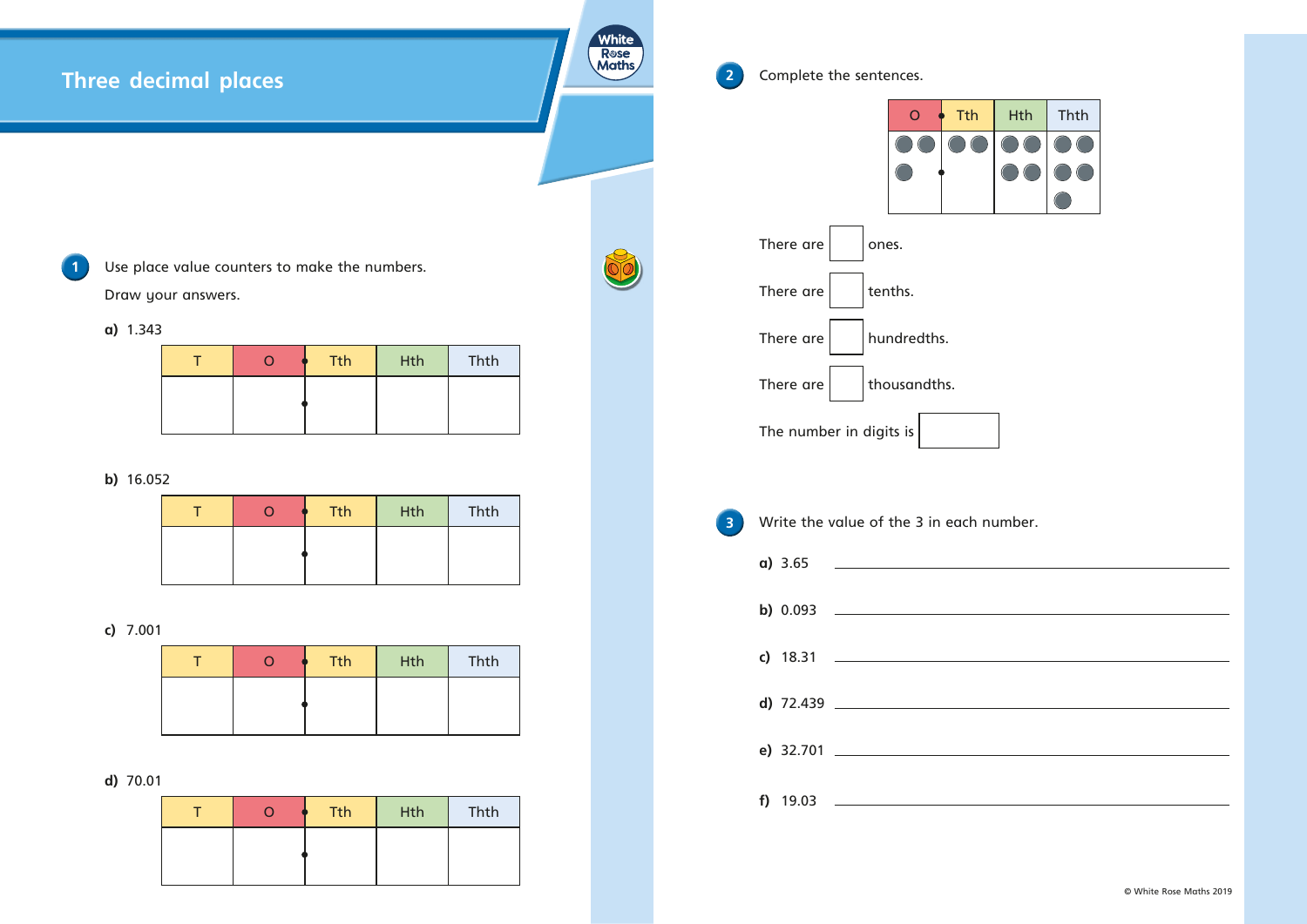# Three decimal places

**1** Use place value counters to make the numbers.

Draw your answers.

**a)** 1.343

| T | O | Tth | Hth | Thth |
|---|---|---|---|---|
| | | | | |

**b)** 16.052

| T | O | Tth | Hth | Thth |
|---|---|---|---|---|
| | | | | |

**c)** 7.001

| T | O | Tth | Hth | Thth |
|---|---|---|---|---|
| | | | | |

**d)** 70.01

| T | O | Tth | Hth | Thth |
|---|---|---|---|---|
| | | | | |

**2** Complete the sentences.

| O | Tth | Hth | Thth |
|---|---|---|---|
| ● ● ● | ● ● | ● ● ● ● | ● ● ● ● ● |

There are ☐ ones.

There are ☐ tenths.

There are ☐ hundredths.

There are ☐ thousandths.

The number in digits is ☐

**3** Write the value of the 3 in each number.

**a)** 3.65 ______________________

**b)** 0.093 ______________________

**c)** 18.31 ______________________

**d)** 72.439 ______________________

**e)** 32.701 ______________________

**f)** 19.03 ______________________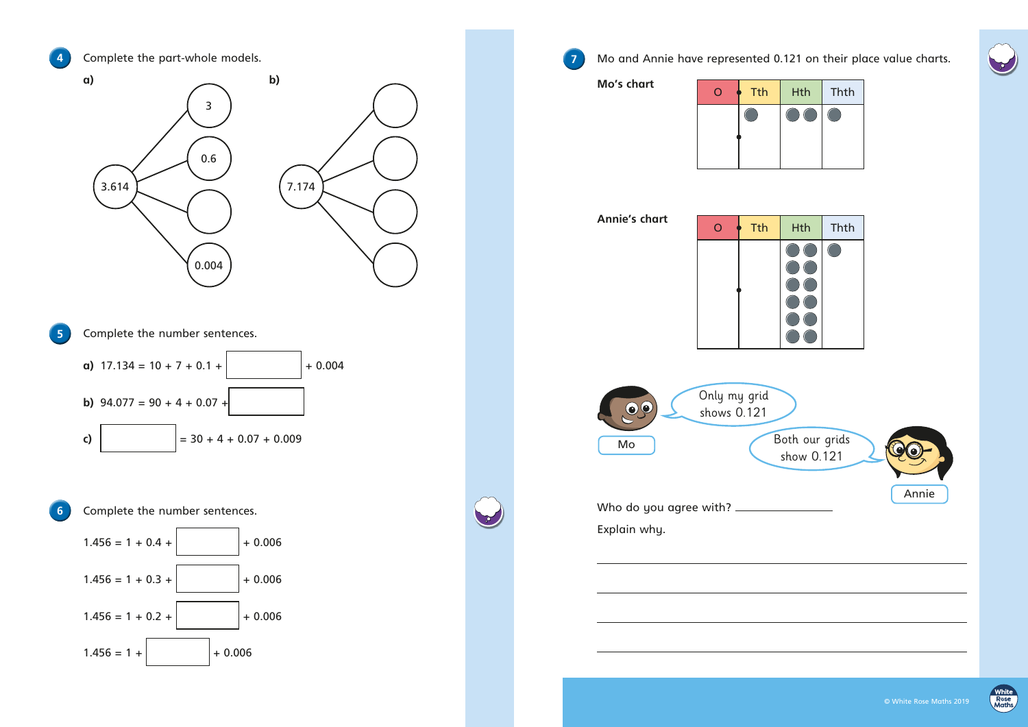**4** Complete the part-whole models.

a)

3.614

3

0.6

0.004

b)

7.174

**5** Complete the number sentences.

a) 17.134 = 10 + 7 + 0.1 + ______ + 0.004

b) 94.077 = 90 + 4 + 0.07 + ______

c) ______ = 30 + 4 + 0.07 + 0.009

**6** Complete the number sentences.

1.456 = 1 + 0.4 + ______ + 0.006

1.456 = 1 + 0.3 + ______ + 0.006

1.456 = 1 + 0.2 + ______ + 0.006

1.456 = 1 + ______ + 0.006

**7** Mo and Annie have represented 0.121 on their place value charts.

**Mo's chart**

| O | Tth | Hth | Thth |
|---|---|---|---|
| | ● | ●● | ● |

**Annie's chart**

| O | Tth | Hth | Thth |
|---|---|---|---|
| | | ●●●●●●●●●●●● | ● |

Mo: Only my grid shows 0.121

Annie: Both our grids show 0.121

Who do you agree with? ______________

Explain why.

______________________________________________

______________________________________________

______________________________________________

______________________________________________